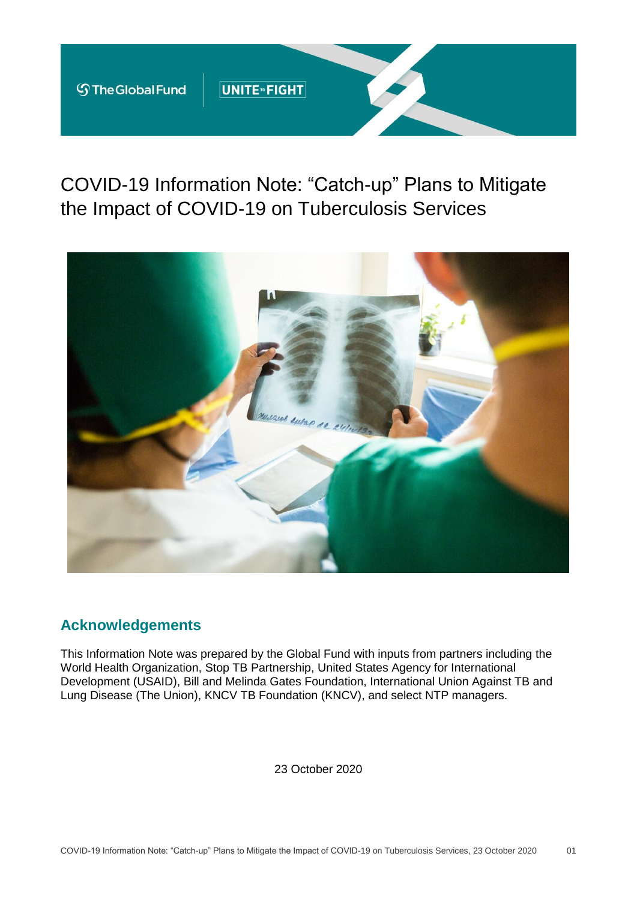# COVID-19 Information Note: "Catch-up" Plans to Mitigate the Impact of COVID-19 on Tuberculosis Services

## Acknowledgements

This Information Note was prepared by the Global Fund with inputs from partners including the World Health Organization, Stop TB Partnership, United States Agency for International Development (USAID), Bill and Melinda Gates Foundation, International Union Against TB and Lung Disease (The Union), KNCV TB Foundation (KNCV), and select NTP managers.

23 October 2020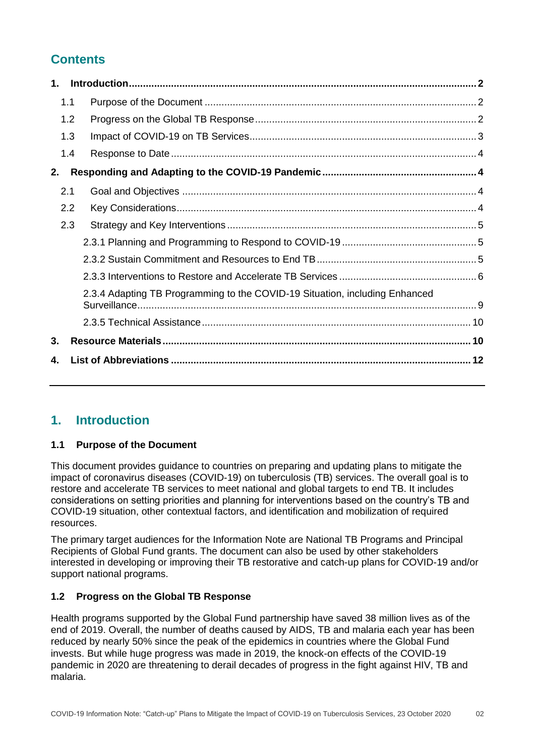## Contents

| | | |
|---|---|---|
| **1.** | **Introduction** | **2** |
| 1.1 | Purpose of the Document | 2 |
| 1.2 | Progress on the Global TB Response | 2 |
| 1.3 | Impact of COVID-19 on TB Services | 3 |
| 1.4 | Response to Date | 4 |
| **2.** | **Responding and Adapting to the COVID-19 Pandemic** | **4** |
| 2.1 | Goal and Objectives | 4 |
| 2.2 | Key Considerations | 4 |
| 2.3 | Strategy and Key Interventions | 5 |
| | 2.3.1 Planning and Programming to Respond to COVID-19 | 5 |
| | 2.3.2 Sustain Commitment and Resources to End TB | 5 |
| | 2.3.3 Interventions to Restore and Accelerate TB Services | 6 |
| | 2.3.4 Adapting TB Programming to the COVID-19 Situation, including Enhanced Surveillance | 9 |
| | 2.3.5 Technical Assistance | 10 |
| **3.** | **Resource Materials** | **10** |
| **4.** | **List of Abbreviations** | **12** |

# 1. Introduction

### 1.1 Purpose of the Document

This document provides guidance to countries on preparing and updating plans to mitigate the impact of coronavirus diseases (COVID-19) on tuberculosis (TB) services. The overall goal is to restore and accelerate TB services to meet national and global targets to end TB. It includes considerations on setting priorities and planning for interventions based on the country's TB and COVID-19 situation, other contextual factors, and identification and mobilization of required resources.

The primary target audiences for the Information Note are National TB Programs and Principal Recipients of Global Fund grants. The document can also be used by other stakeholders interested in developing or improving their TB restorative and catch-up plans for COVID-19 and/or support national programs.

### 1.2 Progress on the Global TB Response

Health programs supported by the Global Fund partnership have saved 38 million lives as of the end of 2019. Overall, the number of deaths caused by AIDS, TB and malaria each year has been reduced by nearly 50% since the peak of the epidemics in countries where the Global Fund invests. But while huge progress was made in 2019, the knock-on effects of the COVID-19 pandemic in 2020 are threatening to derail decades of progress in the fight against HIV, TB and malaria.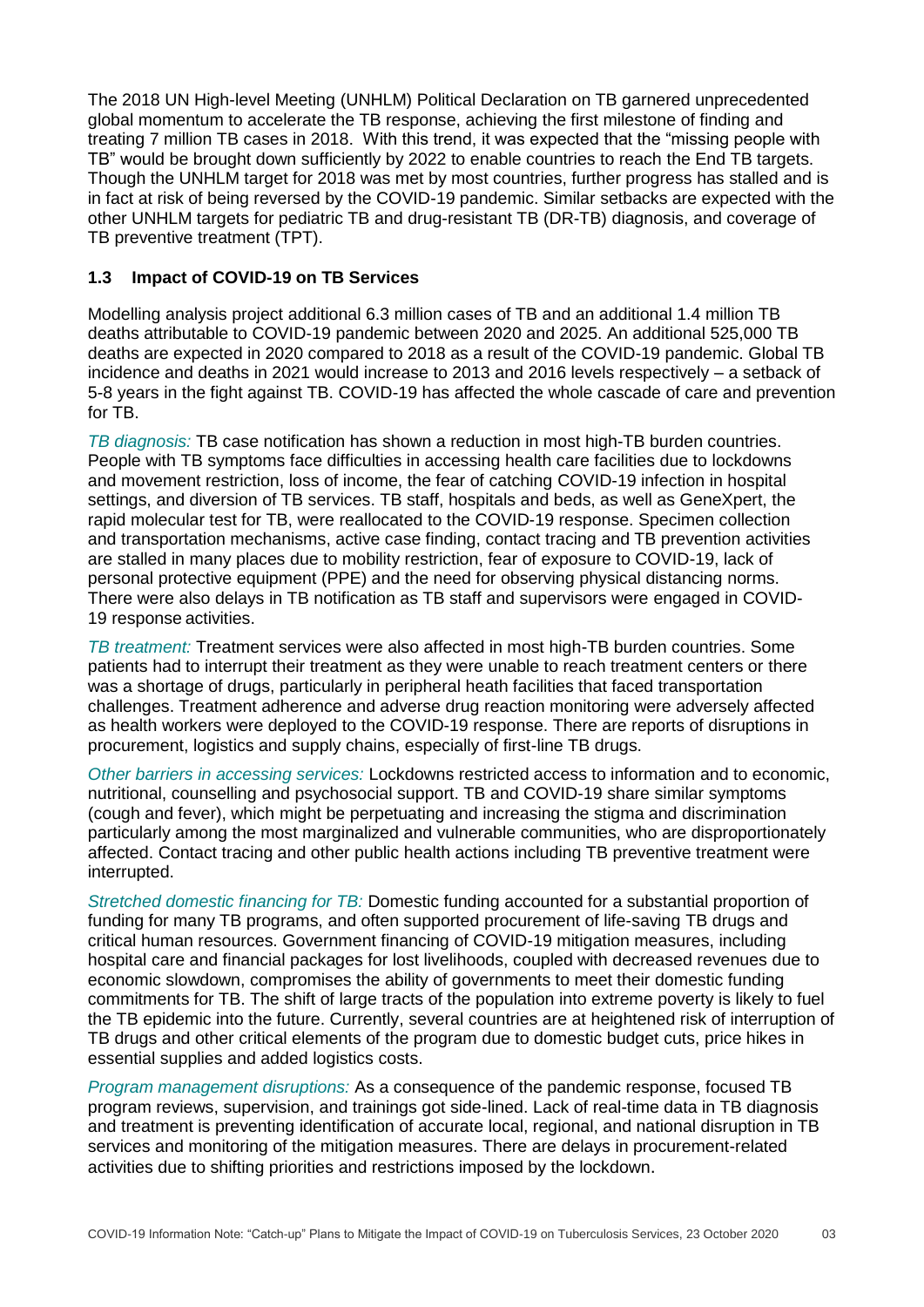The 2018 UN High-level Meeting (UNHLM) Political Declaration on TB garnered unprecedented global momentum to accelerate the TB response, achieving the first milestone of finding and treating 7 million TB cases in 2018. With this trend, it was expected that the "missing people with TB" would be brought down sufficiently by 2022 to enable countries to reach the End TB targets. Though the UNHLM target for 2018 was met by most countries, further progress has stalled and is in fact at risk of being reversed by the COVID-19 pandemic. Similar setbacks are expected with the other UNHLM targets for pediatric TB and drug-resistant TB (DR-TB) diagnosis, and coverage of TB preventive treatment (TPT).

### 1.3 Impact of COVID-19 on TB Services

Modelling analysis project additional 6.3 million cases of TB and an additional 1.4 million TB deaths attributable to COVID-19 pandemic between 2020 and 2025. An additional 525,000 TB deaths are expected in 2020 compared to 2018 as a result of the COVID-19 pandemic. Global TB incidence and deaths in 2021 would increase to 2013 and 2016 levels respectively – a setback of 5-8 years in the fight against TB. COVID-19 has affected the whole cascade of care and prevention for TB.

*TB diagnosis:* TB case notification has shown a reduction in most high-TB burden countries. People with TB symptoms face difficulties in accessing health care facilities due to lockdowns and movement restriction, loss of income, the fear of catching COVID-19 infection in hospital settings, and diversion of TB services. TB staff, hospitals and beds, as well as GeneXpert, the rapid molecular test for TB, were reallocated to the COVID-19 response. Specimen collection and transportation mechanisms, active case finding, contact tracing and TB prevention activities are stalled in many places due to mobility restriction, fear of exposure to COVID-19, lack of personal protective equipment (PPE) and the need for observing physical distancing norms. There were also delays in TB notification as TB staff and supervisors were engaged in COVID-19 response activities.

*TB treatment:* Treatment services were also affected in most high-TB burden countries. Some patients had to interrupt their treatment as they were unable to reach treatment centers or there was a shortage of drugs, particularly in peripheral heath facilities that faced transportation challenges. Treatment adherence and adverse drug reaction monitoring were adversely affected as health workers were deployed to the COVID-19 response. There are reports of disruptions in procurement, logistics and supply chains, especially of first-line TB drugs.

*Other barriers in accessing services:* Lockdowns restricted access to information and to economic, nutritional, counselling and psychosocial support. TB and COVID-19 share similar symptoms (cough and fever), which might be perpetuating and increasing the stigma and discrimination particularly among the most marginalized and vulnerable communities, who are disproportionately affected. Contact tracing and other public health actions including TB preventive treatment were interrupted.

*Stretched domestic financing for TB:* Domestic funding accounted for a substantial proportion of funding for many TB programs, and often supported procurement of life-saving TB drugs and critical human resources. Government financing of COVID-19 mitigation measures, including hospital care and financial packages for lost livelihoods, coupled with decreased revenues due to economic slowdown, compromises the ability of governments to meet their domestic funding commitments for TB. The shift of large tracts of the population into extreme poverty is likely to fuel the TB epidemic into the future. Currently, several countries are at heightened risk of interruption of TB drugs and other critical elements of the program due to domestic budget cuts, price hikes in essential supplies and added logistics costs.

*Program management disruptions:* As a consequence of the pandemic response, focused TB program reviews, supervision, and trainings got side-lined. Lack of real-time data in TB diagnosis and treatment is preventing identification of accurate local, regional, and national disruption in TB services and monitoring of the mitigation measures. There are delays in procurement-related activities due to shifting priorities and restrictions imposed by the lockdown.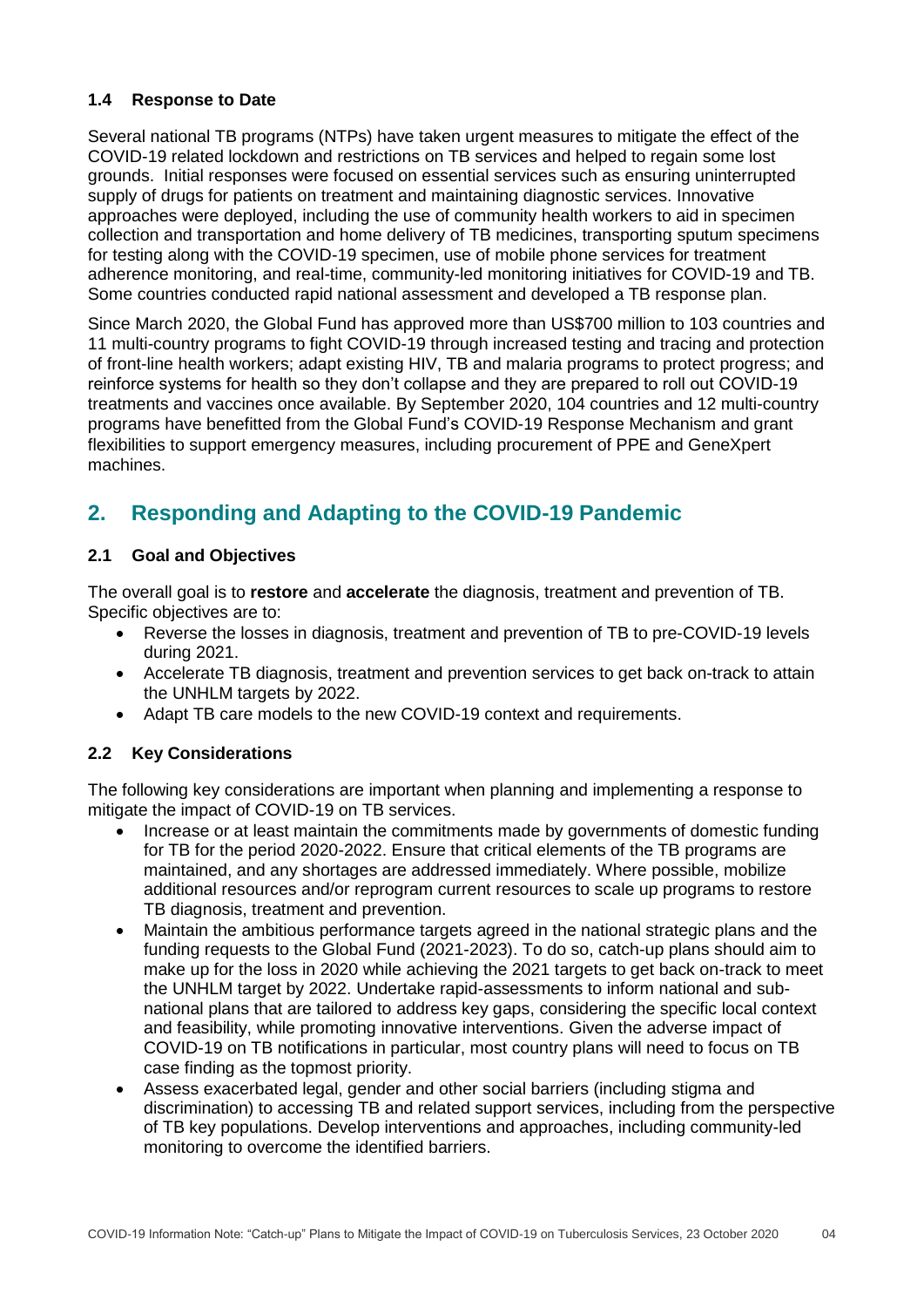### 1.4 Response to Date

Several national TB programs (NTPs) have taken urgent measures to mitigate the effect of the COVID-19 related lockdown and restrictions on TB services and helped to regain some lost grounds. Initial responses were focused on essential services such as ensuring uninterrupted supply of drugs for patients on treatment and maintaining diagnostic services. Innovative approaches were deployed, including the use of community health workers to aid in specimen collection and transportation and home delivery of TB medicines, transporting sputum specimens for testing along with the COVID-19 specimen, use of mobile phone services for treatment adherence monitoring, and real-time, community-led monitoring initiatives for COVID-19 and TB. Some countries conducted rapid national assessment and developed a TB response plan.

Since March 2020, the Global Fund has approved more than US$700 million to 103 countries and 11 multi-country programs to fight COVID-19 through increased testing and tracing and protection of front-line health workers; adapt existing HIV, TB and malaria programs to protect progress; and reinforce systems for health so they don't collapse and they are prepared to roll out COVID-19 treatments and vaccines once available. By September 2020, 104 countries and 12 multi-country programs have benefitted from the Global Fund's COVID-19 Response Mechanism and grant flexibilities to support emergency measures, including procurement of PPE and GeneXpert machines.

## 2. Responding and Adapting to the COVID-19 Pandemic

### 2.1 Goal and Objectives

The overall goal is to **restore** and **accelerate** the diagnosis, treatment and prevention of TB. Specific objectives are to:

- Reverse the losses in diagnosis, treatment and prevention of TB to pre-COVID-19 levels during 2021.
- Accelerate TB diagnosis, treatment and prevention services to get back on-track to attain the UNHLM targets by 2022.
- Adapt TB care models to the new COVID-19 context and requirements.

### 2.2 Key Considerations

The following key considerations are important when planning and implementing a response to mitigate the impact of COVID-19 on TB services.

- Increase or at least maintain the commitments made by governments of domestic funding for TB for the period 2020-2022. Ensure that critical elements of the TB programs are maintained, and any shortages are addressed immediately. Where possible, mobilize additional resources and/or reprogram current resources to scale up programs to restore TB diagnosis, treatment and prevention.
- Maintain the ambitious performance targets agreed in the national strategic plans and the funding requests to the Global Fund (2021-2023). To do so, catch-up plans should aim to make up for the loss in 2020 while achieving the 2021 targets to get back on-track to meet the UNHLM target by 2022. Undertake rapid-assessments to inform national and sub-national plans that are tailored to address key gaps, considering the specific local context and feasibility, while promoting innovative interventions. Given the adverse impact of COVID-19 on TB notifications in particular, most country plans will need to focus on TB case finding as the topmost priority.
- Assess exacerbated legal, gender and other social barriers (including stigma and discrimination) to accessing TB and related support services, including from the perspective of TB key populations. Develop interventions and approaches, including community-led monitoring to overcome the identified barriers.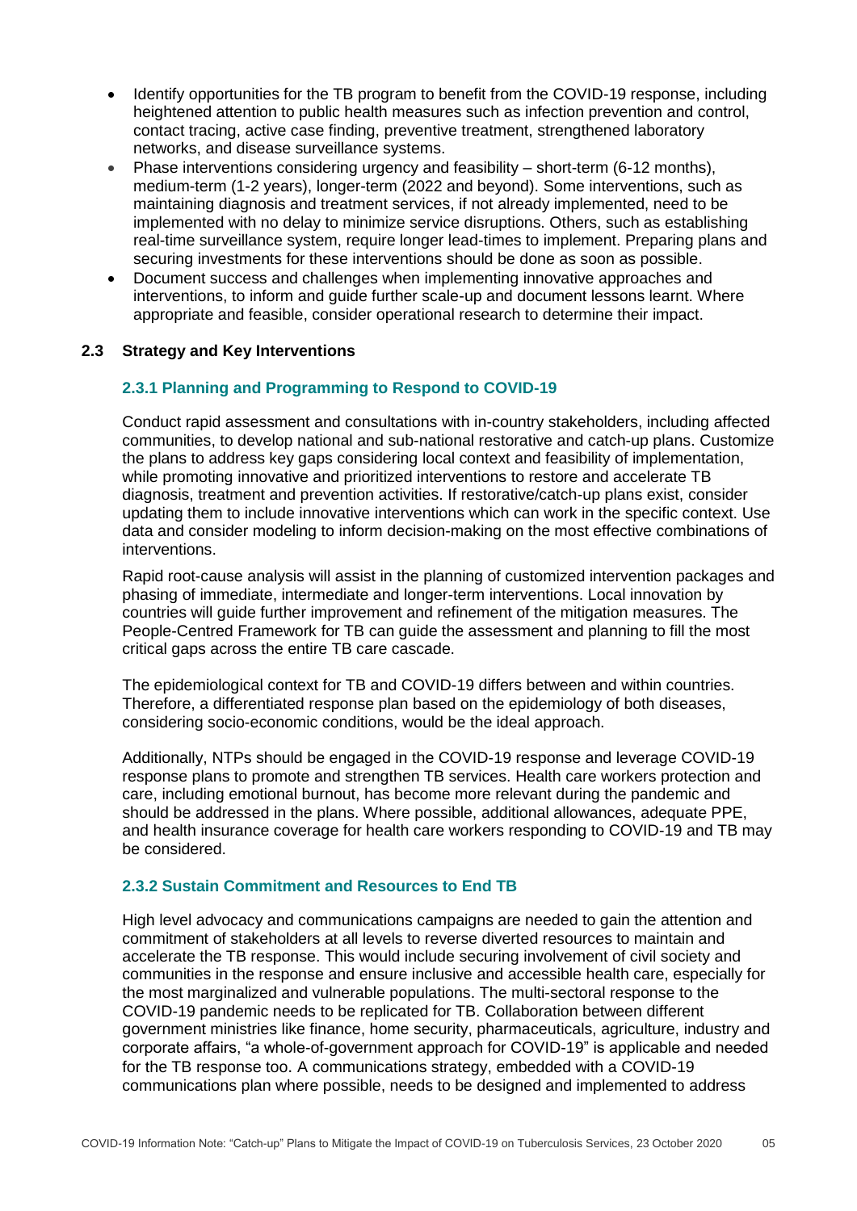- Identify opportunities for the TB program to benefit from the COVID-19 response, including heightened attention to public health measures such as infection prevention and control, contact tracing, active case finding, preventive treatment, strengthened laboratory networks, and disease surveillance systems.
- Phase interventions considering urgency and feasibility – short-term (6-12 months), medium-term (1-2 years), longer-term (2022 and beyond). Some interventions, such as maintaining diagnosis and treatment services, if not already implemented, need to be implemented with no delay to minimize service disruptions. Others, such as establishing real-time surveillance system, require longer lead-times to implement. Preparing plans and securing investments for these interventions should be done as soon as possible.
- Document success and challenges when implementing innovative approaches and interventions, to inform and guide further scale-up and document lessons learnt. Where appropriate and feasible, consider operational research to determine their impact.

## 2.3 Strategy and Key Interventions

### 2.3.1 Planning and Programming to Respond to COVID-19

Conduct rapid assessment and consultations with in-country stakeholders, including affected communities, to develop national and sub-national restorative and catch-up plans. Customize the plans to address key gaps considering local context and feasibility of implementation, while promoting innovative and prioritized interventions to restore and accelerate TB diagnosis, treatment and prevention activities. If restorative/catch-up plans exist, consider updating them to include innovative interventions which can work in the specific context. Use data and consider modeling to inform decision-making on the most effective combinations of interventions.

Rapid root-cause analysis will assist in the planning of customized intervention packages and phasing of immediate, intermediate and longer-term interventions. Local innovation by countries will guide further improvement and refinement of the mitigation measures. The People-Centred Framework for TB can guide the assessment and planning to fill the most critical gaps across the entire TB care cascade.

The epidemiological context for TB and COVID-19 differs between and within countries. Therefore, a differentiated response plan based on the epidemiology of both diseases, considering socio-economic conditions, would be the ideal approach.

Additionally, NTPs should be engaged in the COVID-19 response and leverage COVID-19 response plans to promote and strengthen TB services. Health care workers protection and care, including emotional burnout, has become more relevant during the pandemic and should be addressed in the plans. Where possible, additional allowances, adequate PPE, and health insurance coverage for health care workers responding to COVID-19 and TB may be considered.

### 2.3.2 Sustain Commitment and Resources to End TB

High level advocacy and communications campaigns are needed to gain the attention and commitment of stakeholders at all levels to reverse diverted resources to maintain and accelerate the TB response. This would include securing involvement of civil society and communities in the response and ensure inclusive and accessible health care, especially for the most marginalized and vulnerable populations. The multi-sectoral response to the COVID-19 pandemic needs to be replicated for TB. Collaboration between different government ministries like finance, home security, pharmaceuticals, agriculture, industry and corporate affairs, "a whole-of-government approach for COVID-19" is applicable and needed for the TB response too. A communications strategy, embedded with a COVID-19 communications plan where possible, needs to be designed and implemented to address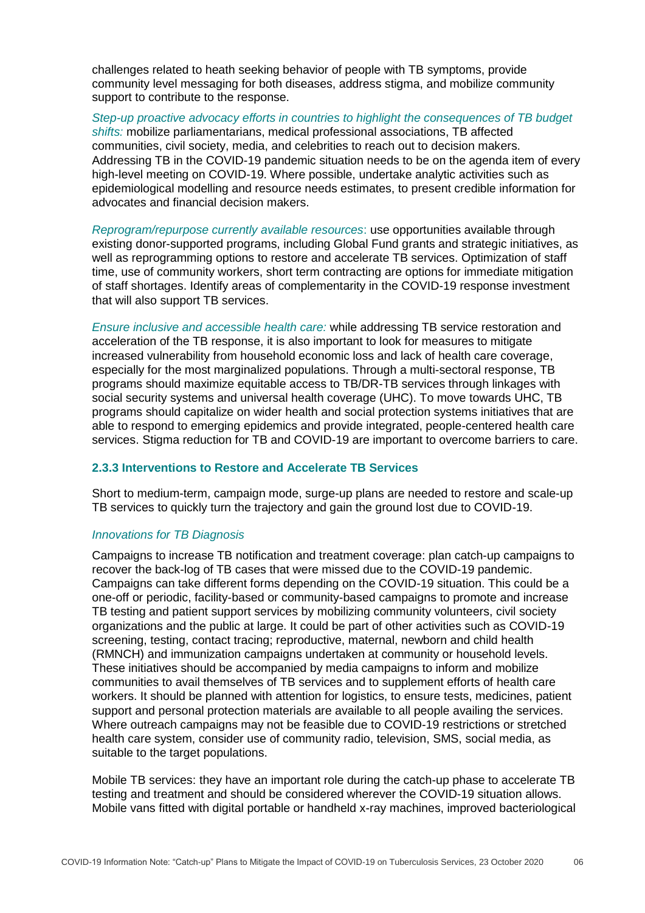challenges related to heath seeking behavior of people with TB symptoms, provide community level messaging for both diseases, address stigma, and mobilize community support to contribute to the response.

*Step-up proactive advocacy efforts in countries to highlight the consequences of TB budget shifts:* mobilize parliamentarians, medical professional associations, TB affected communities, civil society, media, and celebrities to reach out to decision makers. Addressing TB in the COVID-19 pandemic situation needs to be on the agenda item of every high-level meeting on COVID-19. Where possible, undertake analytic activities such as epidemiological modelling and resource needs estimates, to present credible information for advocates and financial decision makers.

*Reprogram/repurpose currently available resources*: use opportunities available through existing donor-supported programs, including Global Fund grants and strategic initiatives, as well as reprogramming options to restore and accelerate TB services. Optimization of staff time, use of community workers, short term contracting are options for immediate mitigation of staff shortages. Identify areas of complementarity in the COVID-19 response investment that will also support TB services.

*Ensure inclusive and accessible health care:* while addressing TB service restoration and acceleration of the TB response, it is also important to look for measures to mitigate increased vulnerability from household economic loss and lack of health care coverage, especially for the most marginalized populations. Through a multi-sectoral response, TB programs should maximize equitable access to TB/DR-TB services through linkages with social security systems and universal health coverage (UHC). To move towards UHC, TB programs should capitalize on wider health and social protection systems initiatives that are able to respond to emerging epidemics and provide integrated, people-centered health care services. Stigma reduction for TB and COVID-19 are important to overcome barriers to care.

### 2.3.3 Interventions to Restore and Accelerate TB Services

Short to medium-term, campaign mode, surge-up plans are needed to restore and scale-up TB services to quickly turn the trajectory and gain the ground lost due to COVID-19.

*Innovations for TB Diagnosis*

Campaigns to increase TB notification and treatment coverage: plan catch-up campaigns to recover the back-log of TB cases that were missed due to the COVID-19 pandemic. Campaigns can take different forms depending on the COVID-19 situation. This could be a one-off or periodic, facility-based or community-based campaigns to promote and increase TB testing and patient support services by mobilizing community volunteers, civil society organizations and the public at large. It could be part of other activities such as COVID-19 screening, testing, contact tracing; reproductive, maternal, newborn and child health (RMNCH) and immunization campaigns undertaken at community or household levels. These initiatives should be accompanied by media campaigns to inform and mobilize communities to avail themselves of TB services and to supplement efforts of health care workers. It should be planned with attention for logistics, to ensure tests, medicines, patient support and personal protection materials are available to all people availing the services. Where outreach campaigns may not be feasible due to COVID-19 restrictions or stretched health care system, consider use of community radio, television, SMS, social media, as suitable to the target populations.

Mobile TB services: they have an important role during the catch-up phase to accelerate TB testing and treatment and should be considered wherever the COVID-19 situation allows. Mobile vans fitted with digital portable or handheld x-ray machines, improved bacteriological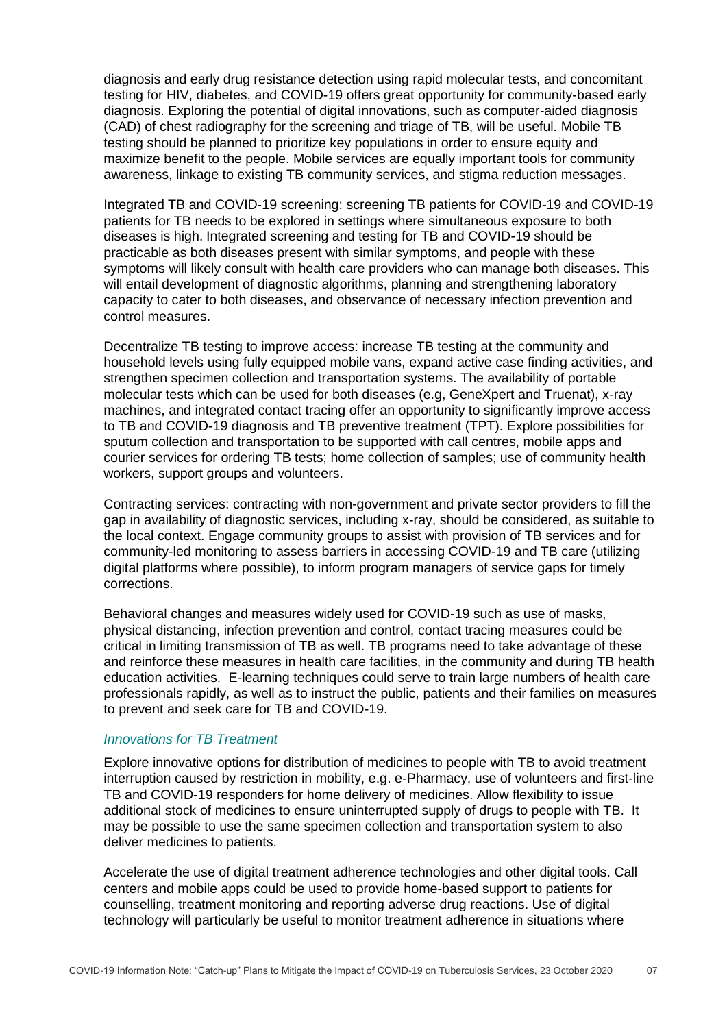diagnosis and early drug resistance detection using rapid molecular tests, and concomitant testing for HIV, diabetes, and COVID-19 offers great opportunity for community-based early diagnosis. Exploring the potential of digital innovations, such as computer-aided diagnosis (CAD) of chest radiography for the screening and triage of TB, will be useful. Mobile TB testing should be planned to prioritize key populations in order to ensure equity and maximize benefit to the people. Mobile services are equally important tools for community awareness, linkage to existing TB community services, and stigma reduction messages.

Integrated TB and COVID-19 screening: screening TB patients for COVID-19 and COVID-19 patients for TB needs to be explored in settings where simultaneous exposure to both diseases is high. Integrated screening and testing for TB and COVID-19 should be practicable as both diseases present with similar symptoms, and people with these symptoms will likely consult with health care providers who can manage both diseases. This will entail development of diagnostic algorithms, planning and strengthening laboratory capacity to cater to both diseases, and observance of necessary infection prevention and control measures.

Decentralize TB testing to improve access: increase TB testing at the community and household levels using fully equipped mobile vans, expand active case finding activities, and strengthen specimen collection and transportation systems. The availability of portable molecular tests which can be used for both diseases (e.g, GeneXpert and Truenat), x-ray machines, and integrated contact tracing offer an opportunity to significantly improve access to TB and COVID-19 diagnosis and TB preventive treatment (TPT). Explore possibilities for sputum collection and transportation to be supported with call centres, mobile apps and courier services for ordering TB tests; home collection of samples; use of community health workers, support groups and volunteers.

Contracting services: contracting with non-government and private sector providers to fill the gap in availability of diagnostic services, including x-ray, should be considered, as suitable to the local context. Engage community groups to assist with provision of TB services and for community-led monitoring to assess barriers in accessing COVID-19 and TB care (utilizing digital platforms where possible), to inform program managers of service gaps for timely corrections.

Behavioral changes and measures widely used for COVID-19 such as use of masks, physical distancing, infection prevention and control, contact tracing measures could be critical in limiting transmission of TB as well. TB programs need to take advantage of these and reinforce these measures in health care facilities, in the community and during TB health education activities. E-learning techniques could serve to train large numbers of health care professionals rapidly, as well as to instruct the public, patients and their families on measures to prevent and seek care for TB and COVID-19.

### *Innovations for TB Treatment*

Explore innovative options for distribution of medicines to people with TB to avoid treatment interruption caused by restriction in mobility, e.g. e-Pharmacy, use of volunteers and first-line TB and COVID-19 responders for home delivery of medicines. Allow flexibility to issue additional stock of medicines to ensure uninterrupted supply of drugs to people with TB. It may be possible to use the same specimen collection and transportation system to also deliver medicines to patients.

Accelerate the use of digital treatment adherence technologies and other digital tools. Call centers and mobile apps could be used to provide home-based support to patients for counselling, treatment monitoring and reporting adverse drug reactions. Use of digital technology will particularly be useful to monitor treatment adherence in situations where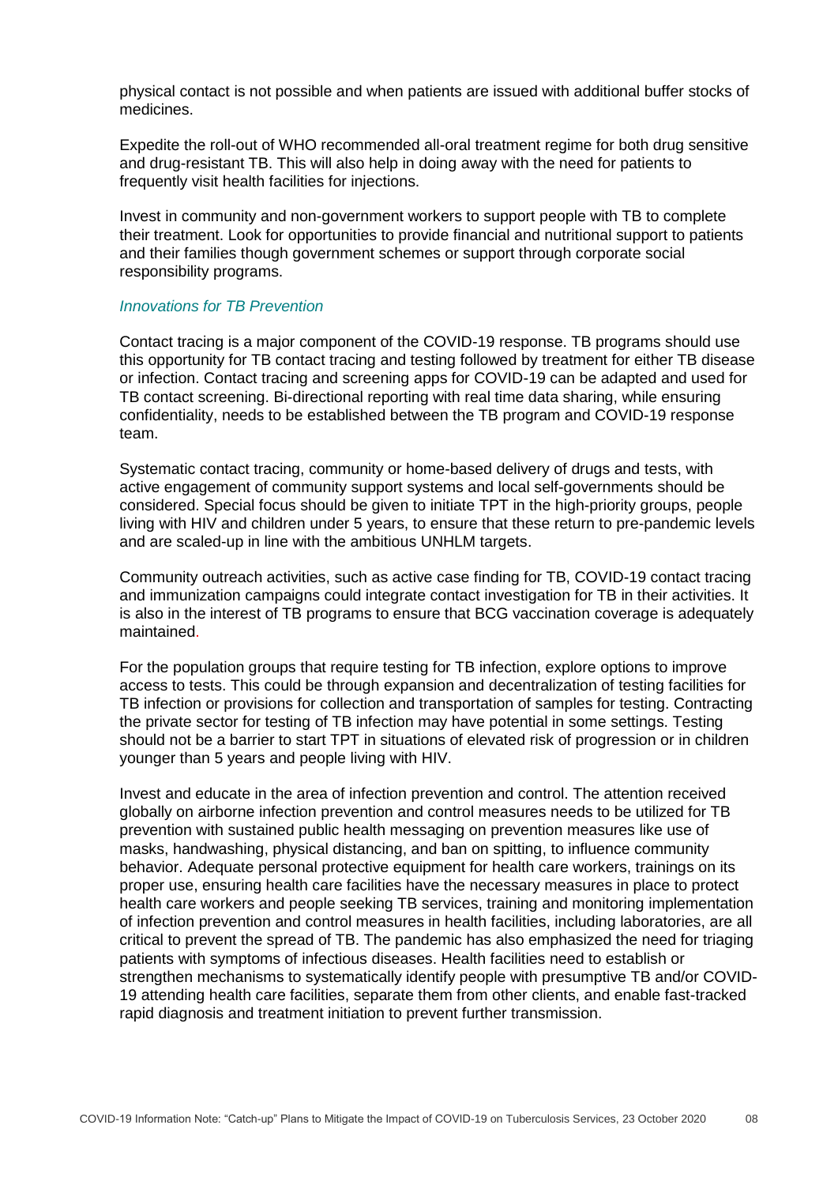physical contact is not possible and when patients are issued with additional buffer stocks of medicines.

Expedite the roll-out of WHO recommended all-oral treatment regime for both drug sensitive and drug-resistant TB. This will also help in doing away with the need for patients to frequently visit health facilities for injections.

Invest in community and non-government workers to support people with TB to complete their treatment. Look for opportunities to provide financial and nutritional support to patients and their families though government schemes or support through corporate social responsibility programs.

### *Innovations for TB Prevention*

Contact tracing is a major component of the COVID-19 response. TB programs should use this opportunity for TB contact tracing and testing followed by treatment for either TB disease or infection. Contact tracing and screening apps for COVID-19 can be adapted and used for TB contact screening. Bi-directional reporting with real time data sharing, while ensuring confidentiality, needs to be established between the TB program and COVID-19 response team.

Systematic contact tracing, community or home-based delivery of drugs and tests, with active engagement of community support systems and local self-governments should be considered. Special focus should be given to initiate TPT in the high-priority groups, people living with HIV and children under 5 years, to ensure that these return to pre-pandemic levels and are scaled-up in line with the ambitious UNHLM targets.

Community outreach activities, such as active case finding for TB, COVID-19 contact tracing and immunization campaigns could integrate contact investigation for TB in their activities. It is also in the interest of TB programs to ensure that BCG vaccination coverage is adequately maintained.

For the population groups that require testing for TB infection, explore options to improve access to tests. This could be through expansion and decentralization of testing facilities for TB infection or provisions for collection and transportation of samples for testing. Contracting the private sector for testing of TB infection may have potential in some settings. Testing should not be a barrier to start TPT in situations of elevated risk of progression or in children younger than 5 years and people living with HIV.

Invest and educate in the area of infection prevention and control. The attention received globally on airborne infection prevention and control measures needs to be utilized for TB prevention with sustained public health messaging on prevention measures like use of masks, handwashing, physical distancing, and ban on spitting, to influence community behavior. Adequate personal protective equipment for health care workers, trainings on its proper use, ensuring health care facilities have the necessary measures in place to protect health care workers and people seeking TB services, training and monitoring implementation of infection prevention and control measures in health facilities, including laboratories, are all critical to prevent the spread of TB. The pandemic has also emphasized the need for triaging patients with symptoms of infectious diseases. Health facilities need to establish or strengthen mechanisms to systematically identify people with presumptive TB and/or COVID-19 attending health care facilities, separate them from other clients, and enable fast-tracked rapid diagnosis and treatment initiation to prevent further transmission.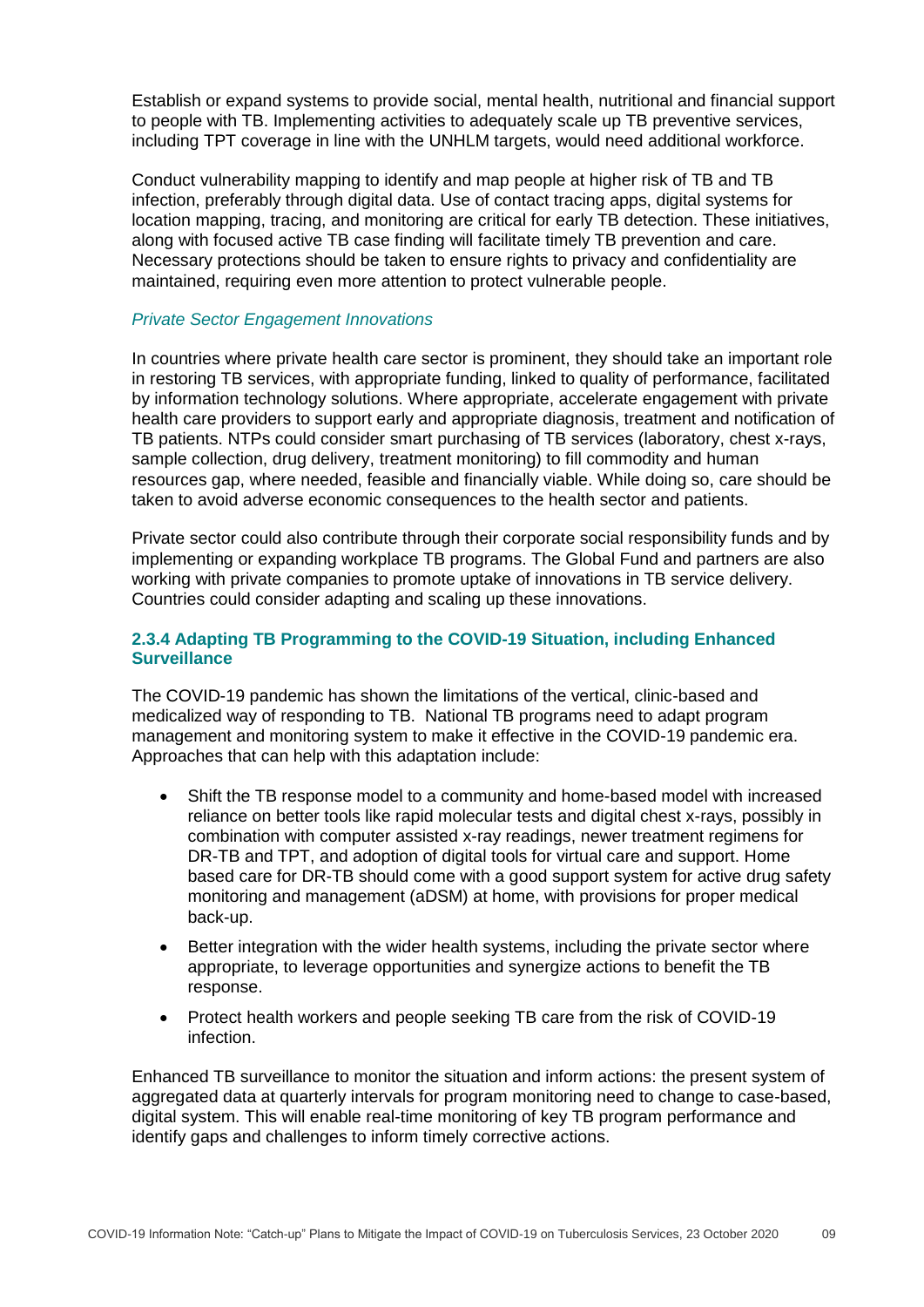Establish or expand systems to provide social, mental health, nutritional and financial support to people with TB. Implementing activities to adequately scale up TB preventive services, including TPT coverage in line with the UNHLM targets, would need additional workforce.

Conduct vulnerability mapping to identify and map people at higher risk of TB and TB infection, preferably through digital data. Use of contact tracing apps, digital systems for location mapping, tracing, and monitoring are critical for early TB detection. These initiatives, along with focused active TB case finding will facilitate timely TB prevention and care. Necessary protections should be taken to ensure rights to privacy and confidentiality are maintained, requiring even more attention to protect vulnerable people.

*Private Sector Engagement Innovations*

In countries where private health care sector is prominent, they should take an important role in restoring TB services, with appropriate funding, linked to quality of performance, facilitated by information technology solutions. Where appropriate, accelerate engagement with private health care providers to support early and appropriate diagnosis, treatment and notification of TB patients. NTPs could consider smart purchasing of TB services (laboratory, chest x-rays, sample collection, drug delivery, treatment monitoring) to fill commodity and human resources gap, where needed, feasible and financially viable. While doing so, care should be taken to avoid adverse economic consequences to the health sector and patients.

Private sector could also contribute through their corporate social responsibility funds and by implementing or expanding workplace TB programs. The Global Fund and partners are also working with private companies to promote uptake of innovations in TB service delivery. Countries could consider adapting and scaling up these innovations.

### 2.3.4 Adapting TB Programming to the COVID-19 Situation, including Enhanced Surveillance

The COVID-19 pandemic has shown the limitations of the vertical, clinic-based and medicalized way of responding to TB. National TB programs need to adapt program management and monitoring system to make it effective in the COVID-19 pandemic era. Approaches that can help with this adaptation include:

- Shift the TB response model to a community and home-based model with increased reliance on better tools like rapid molecular tests and digital chest x-rays, possibly in combination with computer assisted x-ray readings, newer treatment regimens for DR-TB and TPT, and adoption of digital tools for virtual care and support. Home based care for DR-TB should come with a good support system for active drug safety monitoring and management (aDSM) at home, with provisions for proper medical back-up.
- Better integration with the wider health systems, including the private sector where appropriate, to leverage opportunities and synergize actions to benefit the TB response.
- Protect health workers and people seeking TB care from the risk of COVID-19 infection.

Enhanced TB surveillance to monitor the situation and inform actions: the present system of aggregated data at quarterly intervals for program monitoring need to change to case-based, digital system. This will enable real-time monitoring of key TB program performance and identify gaps and challenges to inform timely corrective actions.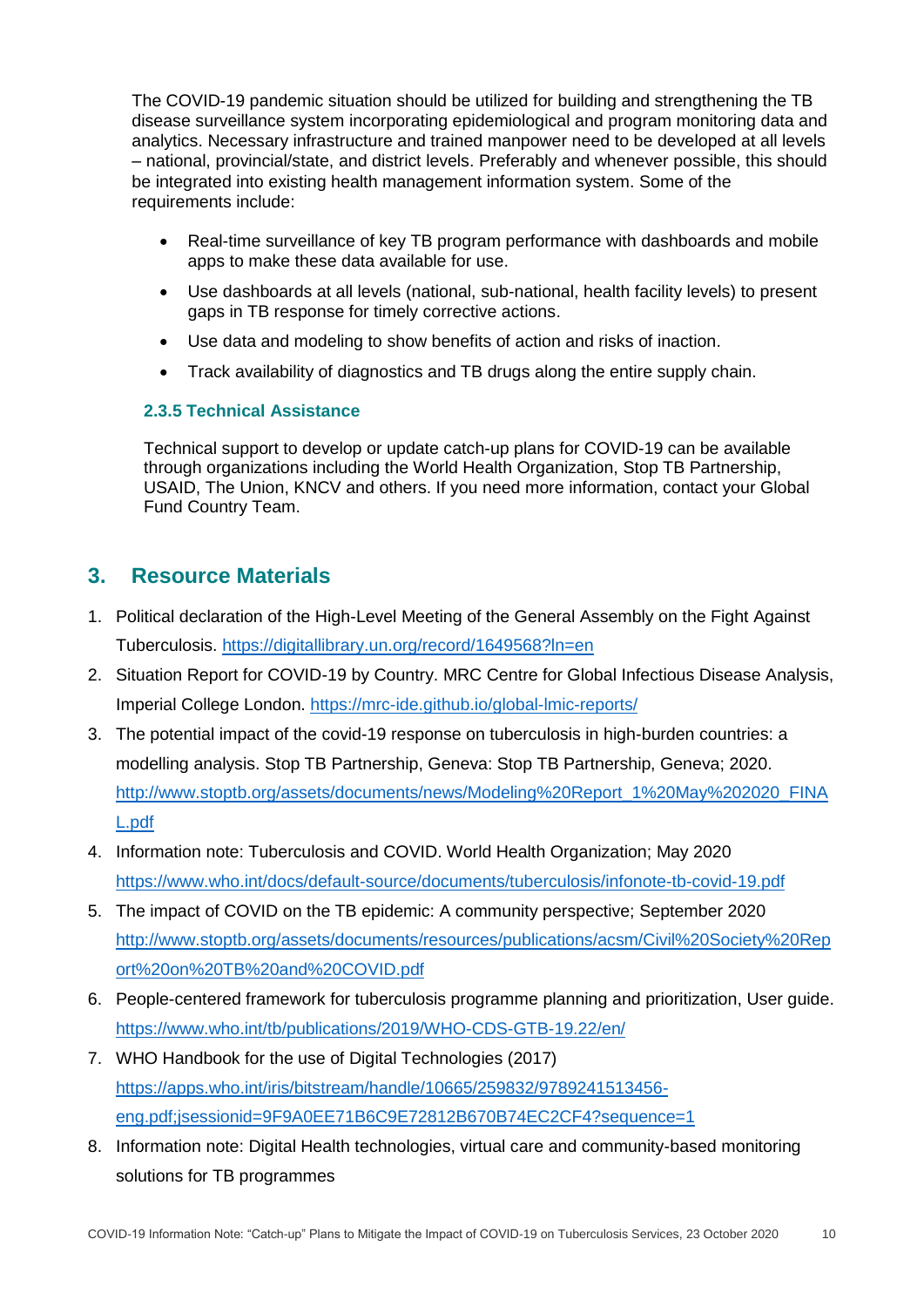The COVID-19 pandemic situation should be utilized for building and strengthening the TB disease surveillance system incorporating epidemiological and program monitoring data and analytics. Necessary infrastructure and trained manpower need to be developed at all levels – national, provincial/state, and district levels. Preferably and whenever possible, this should be integrated into existing health management information system. Some of the requirements include:

- Real-time surveillance of key TB program performance with dashboards and mobile apps to make these data available for use.
- Use dashboards at all levels (national, sub-national, health facility levels) to present gaps in TB response for timely corrective actions.
- Use data and modeling to show benefits of action and risks of inaction.
- Track availability of diagnostics and TB drugs along the entire supply chain.

### 2.3.5 Technical Assistance

Technical support to develop or update catch-up plans for COVID-19 can be available through organizations including the World Health Organization, Stop TB Partnership, USAID, The Union, KNCV and others. If you need more information, contact your Global Fund Country Team.

## 3. Resource Materials

1. Political declaration of the High-Level Meeting of the General Assembly on the Fight Against Tuberculosis. https://digitallibrary.un.org/record/1649568?ln=en
2. Situation Report for COVID-19 by Country. MRC Centre for Global Infectious Disease Analysis, Imperial College London. https://mrc-ide.github.io/global-lmic-reports/
3. The potential impact of the covid-19 response on tuberculosis in high-burden countries: a modelling analysis. Stop TB Partnership, Geneva: Stop TB Partnership, Geneva; 2020. http://www.stoptb.org/assets/documents/news/Modeling%20Report_1%20May%202020_FINAL.pdf
4. Information note: Tuberculosis and COVID. World Health Organization; May 2020 https://www.who.int/docs/default-source/documents/tuberculosis/infonote-tb-covid-19.pdf
5. The impact of COVID on the TB epidemic: A community perspective; September 2020 http://www.stoptb.org/assets/documents/resources/publications/acsm/Civil%20Society%20Report%20on%20TB%20and%20COVID.pdf
6. People-centered framework for tuberculosis programme planning and prioritization, User guide. https://www.who.int/tb/publications/2019/WHO-CDS-GTB-19.22/en/
7. WHO Handbook for the use of Digital Technologies (2017) https://apps.who.int/iris/bitstream/handle/10665/259832/9789241513456-eng.pdf;jsessionid=9F9A0EE71B6C9E72812B670B74EC2CF4?sequence=1
8. Information note: Digital Health technologies, virtual care and community-based monitoring solutions for TB programmes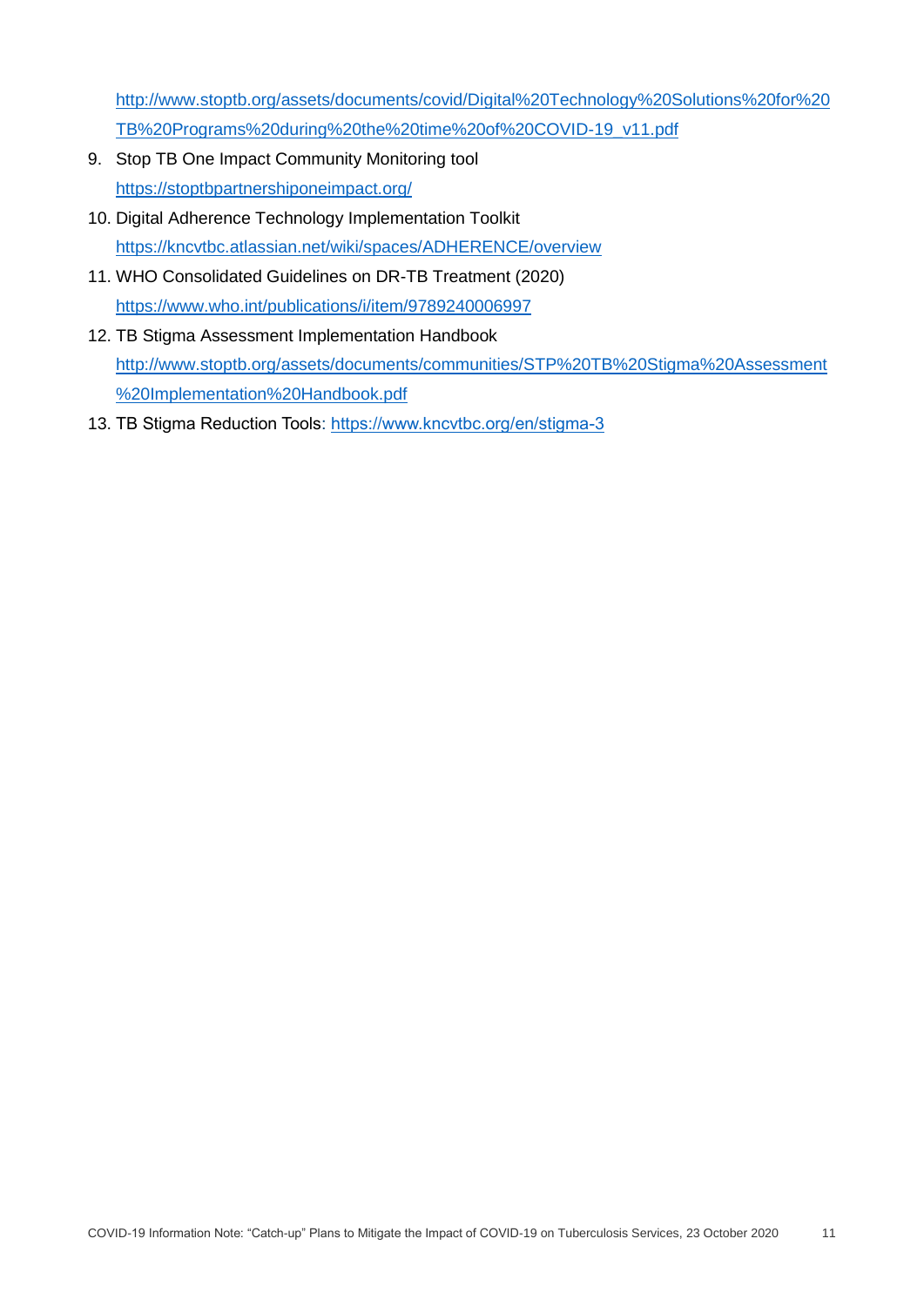http://www.stoptb.org/assets/documents/covid/Digital%20Technology%20Solutions%20for%20TB%20Programs%20during%20the%20time%20of%20COVID-19_v11.pdf

9. Stop TB One Impact Community Monitoring tool
   https://stoptbpartnershiponeimpact.org/
10. Digital Adherence Technology Implementation Toolkit
    https://kncvtbc.atlassian.net/wiki/spaces/ADHERENCE/overview
11. WHO Consolidated Guidelines on DR-TB Treatment (2020)
    https://www.who.int/publications/i/item/9789240006997
12. TB Stigma Assessment Implementation Handbook
    http://www.stoptb.org/assets/documents/communities/STP%20TB%20Stigma%20Assessment%20Implementation%20Handbook.pdf
13. TB Stigma Reduction Tools: https://www.kncvtbc.org/en/stigma-3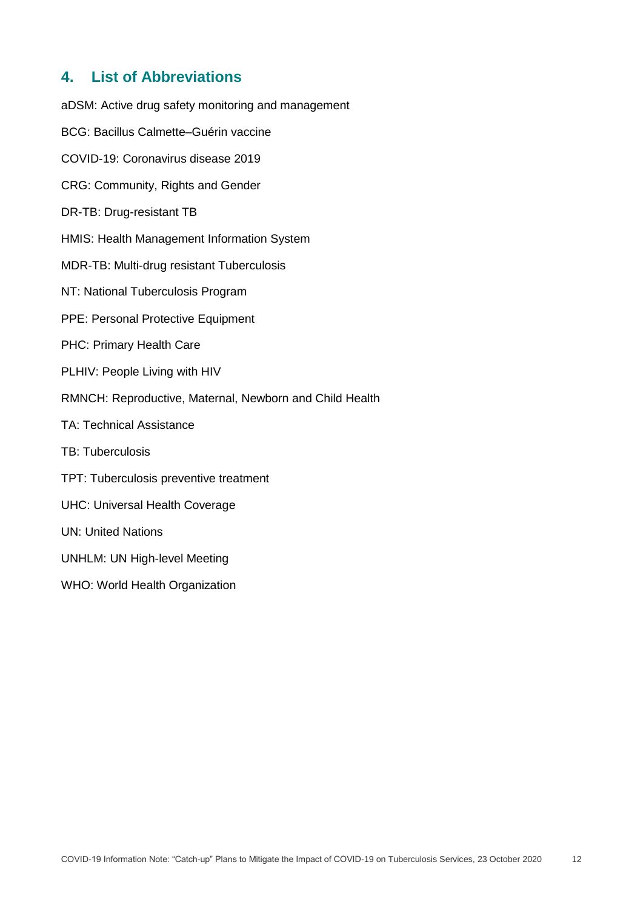## 4. List of Abbreviations

aDSM: Active drug safety monitoring and management

BCG: Bacillus Calmette–Guérin vaccine

COVID-19: Coronavirus disease 2019

CRG: Community, Rights and Gender

DR-TB: Drug-resistant TB

HMIS: Health Management Information System

MDR-TB: Multi-drug resistant Tuberculosis

NT: National Tuberculosis Program

PPE: Personal Protective Equipment

PHC: Primary Health Care

PLHIV: People Living with HIV

RMNCH: Reproductive, Maternal, Newborn and Child Health

TA: Technical Assistance

TB: Tuberculosis

TPT: Tuberculosis preventive treatment

UHC: Universal Health Coverage

UN: United Nations

UNHLM: UN High-level Meeting

WHO: World Health Organization